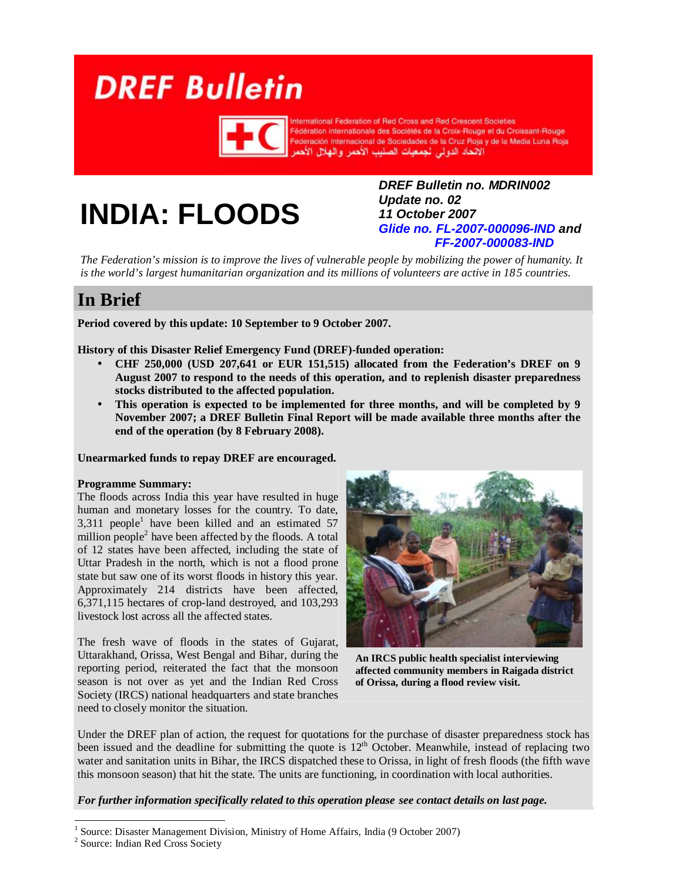# DREF Bulletin

International Federation of Red Cross and Red Crescent Societies
Fédération internationale des Sociétés de la Croix-Rouge et du Croissant-Rouge
Federación Internacional de Sociedades de la Cruz Roja y de la Media Luna Roja
الاتحاد الدولي لجمعيات الصليب الأحمر والهلال الأحمر

# INDIA: FLOODS

***DREF Bulletin no. MDRIN002***
***Update no. 02***
***11 October 2007***
***Glide no. FL-2007-000096-IND and FF-2007-000083-IND***

*The Federation's mission is to improve the lives of vulnerable people by mobilizing the power of humanity. It is the world's largest humanitarian organization and its millions of volunteers are active in 185 countries.*

## In Brief

**Period covered by this update: 10 September to 9 October 2007.**

**History of this Disaster Relief Emergency Fund (DREF)-funded operation:**

- **CHF 250,000 (USD 207,641 or EUR 151,515) allocated from the Federation's DREF on 9 August 2007 to respond to the needs of this operation, and to replenish disaster preparedness stocks distributed to the affected population.**
- **This operation is expected to be implemented for three months, and will be completed by 9 November 2007; a DREF Bulletin Final Report will be made available three months after the end of the operation (by 8 February 2008).**

**Unearmarked funds to repay DREF are encouraged.**

**Programme Summary:**
The floods across India this year have resulted in huge human and monetary losses for the country. To date, 3,311 people[1] have been killed and an estimated 57 million people[2] have been affected by the floods. A total of 12 states have been affected, including the state of Uttar Pradesh in the north, which is not a flood prone state but saw one of its worst floods in history this year. Approximately 214 districts have been affected, 6,371,115 hectares of crop-land destroyed, and 103,293 livestock lost across all the affected states.

**An IRCS public health specialist interviewing affected community members in Raigada district of Orissa, during a flood review visit.**

The fresh wave of floods in the states of Gujarat, Uttarakhand, Orissa, West Bengal and Bihar, during the reporting period, reiterated the fact that the monsoon season is not over as yet and the Indian Red Cross Society (IRCS) national headquarters and state branches need to closely monitor the situation.

Under the DREF plan of action, the request for quotations for the purchase of disaster preparedness stock has been issued and the deadline for submitting the quote is 12th October. Meanwhile, instead of replacing two water and sanitation units in Bihar, the IRCS dispatched these to Orissa, in light of fresh floods (the fifth wave this monsoon season) that hit the state. The units are functioning, in coordination with local authorities.

***For further information specifically related to this operation please see contact details on last page.***

---

[1] Source: Disaster Management Division, Ministry of Home Affairs, India (9 October 2007)
[2] Source: Indian Red Cross Society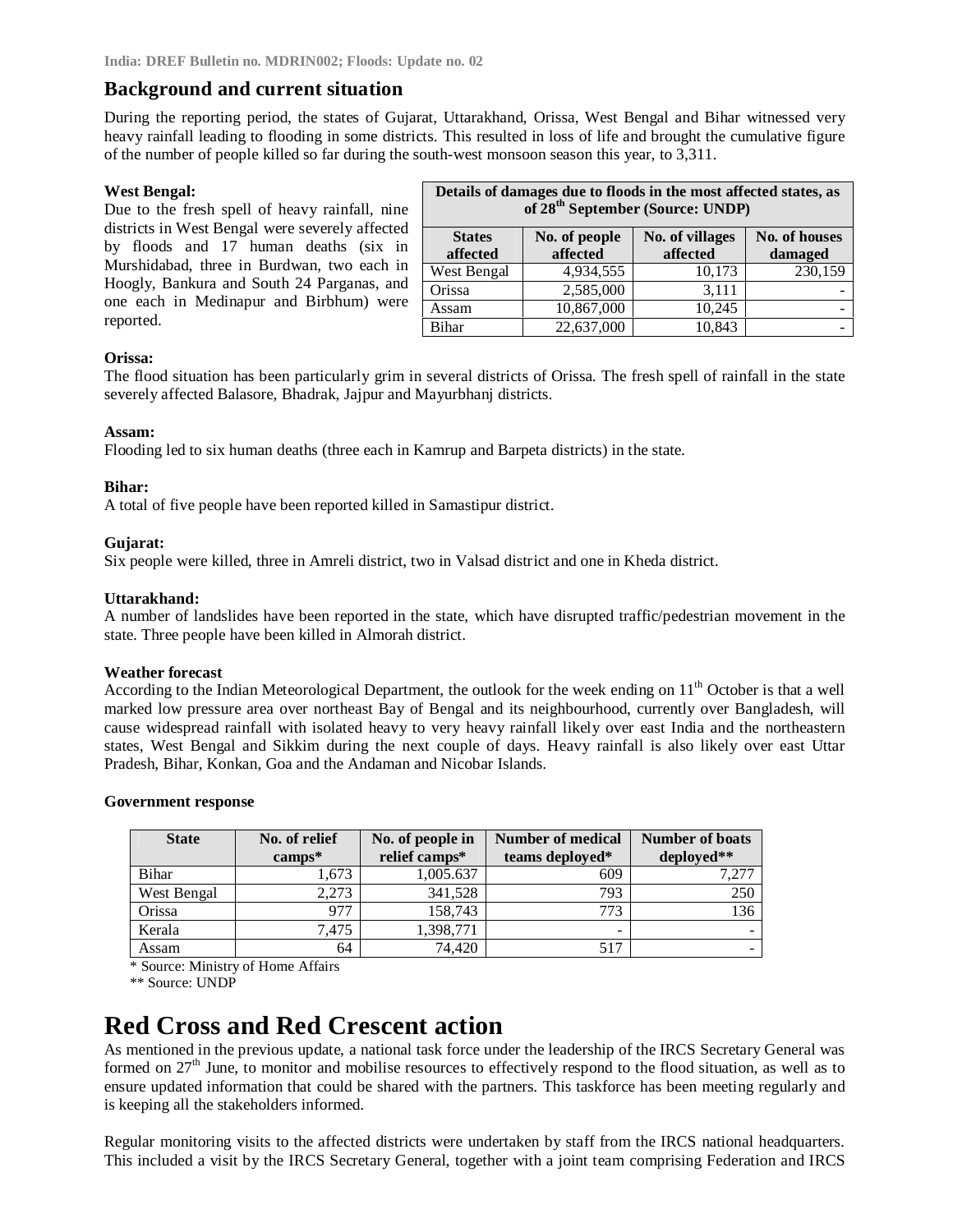## Background and current situation

During the reporting period, the states of Gujarat, Uttarakhand, Orissa, West Bengal and Bihar witnessed very heavy rainfall leading to flooding in some districts. This resulted in loss of life and brought the cumulative figure of the number of people killed so far during the south-west monsoon season this year, to 3,311.

**West Bengal:**
Due to the fresh spell of heavy rainfall, nine districts in West Bengal were severely affected by floods and 17 human deaths (six in Murshidabad, three in Burdwan, two each in Hoogly, Bankura and South 24 Parganas, and one each in Medinapur and Birbhum) were reported.

| Details of damages due to floods in the most affected states, as of 28th September (Source: UNDP) | | | |
|---|---|---|---|
| **States affected** | **No. of people affected** | **No. of villages affected** | **No. of houses damaged** |
| West Bengal | 4,934,555 | 10,173 | 230,159 |
| Orissa | 2,585,000 | 3,111 | - |
| Assam | 10,867,000 | 10,245 | - |
| Bihar | 22,637,000 | 10,843 | - |

**Orissa:**
The flood situation has been particularly grim in several districts of Orissa. The fresh spell of rainfall in the state severely affected Balasore, Bhadrak, Jajpur and Mayurbhanj districts.

**Assam:**
Flooding led to six human deaths (three each in Kamrup and Barpeta districts) in the state.

**Bihar:**
A total of five people have been reported killed in Samastipur district.

**Gujarat:**
Six people were killed, three in Amreli district, two in Valsad district and one in Kheda district.

**Uttarakhand:**
A number of landslides have been reported in the state, which have disrupted traffic/pedestrian movement in the state. Three people have been killed in Almorah district.

**Weather forecast**
According to the Indian Meteorological Department, the outlook for the week ending on 11th October is that a well marked low pressure area over northeast Bay of Bengal and its neighbourhood, currently over Bangladesh, will cause widespread rainfall with isolated heavy to very heavy rainfall likely over east India and the northeastern states, West Bengal and Sikkim during the next couple of days. Heavy rainfall is also likely over east Uttar Pradesh, Bihar, Konkan, Goa and the Andaman and Nicobar Islands.

**Government response**

| State | No. of relief camps* | No. of people in relief camps* | Number of medical teams deployed* | Number of boats deployed** |
|---|---|---|---|---|
| Bihar | 1,673 | 1,005.637 | 609 | 7,277 |
| West Bengal | 2,273 | 341,528 | 793 | 250 |
| Orissa | 977 | 158,743 | 773 | 136 |
| Kerala | 7,475 | 1,398,771 | - | - |
| Assam | 64 | 74,420 | 517 | - |

\* Source: Ministry of Home Affairs
\*\* Source: UNDP

# Red Cross and Red Crescent action

As mentioned in the previous update, a national task force under the leadership of the IRCS Secretary General was formed on 27th June, to monitor and mobilise resources to effectively respond to the flood situation, as well as to ensure updated information that could be shared with the partners. This taskforce has been meeting regularly and is keeping all the stakeholders informed.

Regular monitoring visits to the affected districts were undertaken by staff from the IRCS national headquarters. This included a visit by the IRCS Secretary General, together with a joint team comprising Federation and IRCS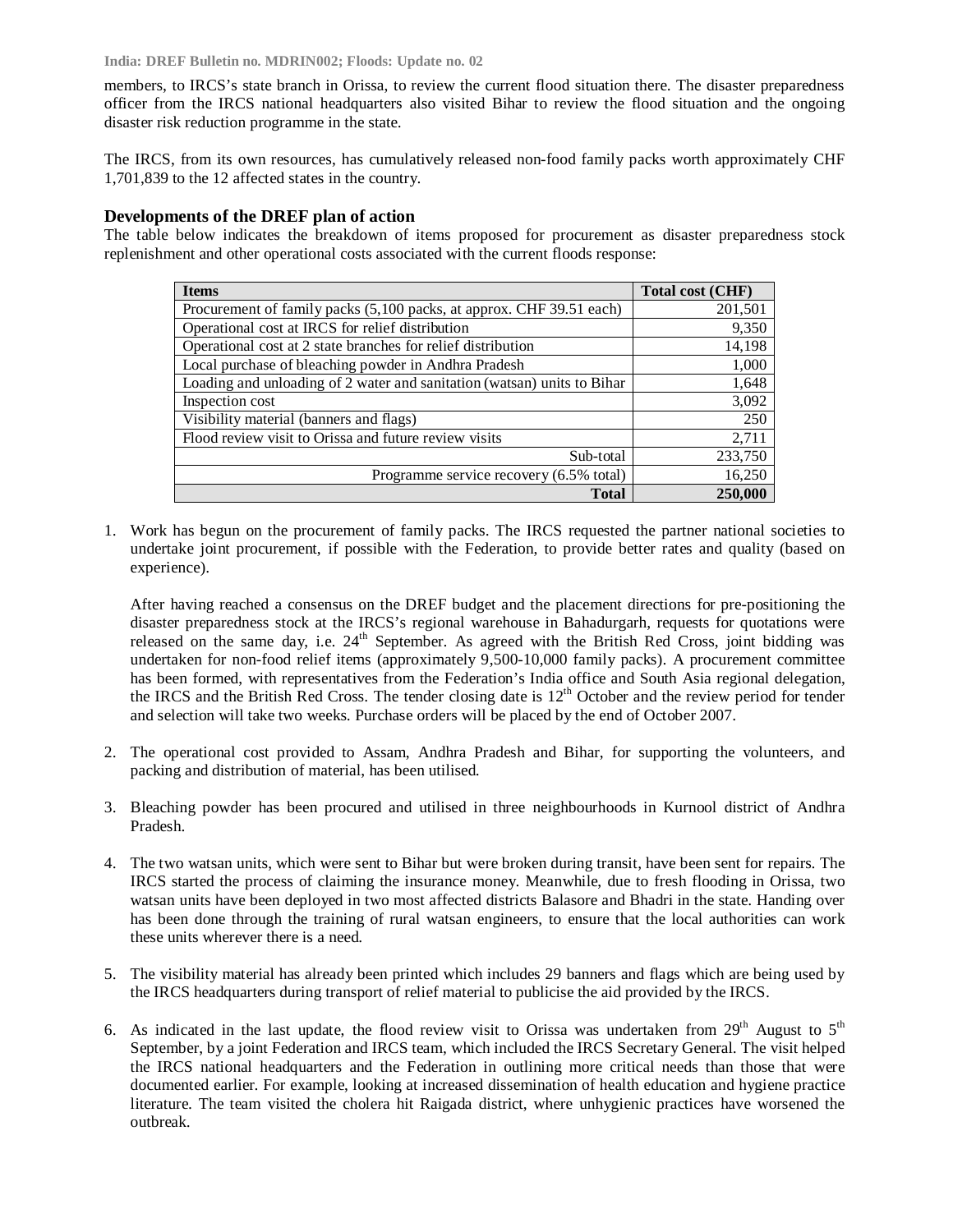members, to IRCS's state branch in Orissa, to review the current flood situation there. The disaster preparedness officer from the IRCS national headquarters also visited Bihar to review the flood situation and the ongoing disaster risk reduction programme in the state.

The IRCS, from its own resources, has cumulatively released non-food family packs worth approximately CHF 1,701,839 to the 12 affected states in the country.

### Developments of the DREF plan of action

The table below indicates the breakdown of items proposed for procurement as disaster preparedness stock replenishment and other operational costs associated with the current floods response:

| Items | Total cost (CHF) |
|---|---|
| Procurement of family packs (5,100 packs, at approx. CHF 39.51 each) | 201,501 |
| Operational cost at IRCS for relief distribution | 9,350 |
| Operational cost at 2 state branches for relief distribution | 14,198 |
| Local purchase of bleaching powder in Andhra Pradesh | 1,000 |
| Loading and unloading of 2 water and sanitation (watsan) units to Bihar | 1,648 |
| Inspection cost | 3,092 |
| Visibility material (banners and flags) | 250 |
| Flood review visit to Orissa and future review visits | 2,711 |
| Sub-total | 233,750 |
| Programme service recovery (6.5% total) | 16,250 |
| **Total** | **250,000** |

1. Work has begun on the procurement of family packs. The IRCS requested the partner national societies to undertake joint procurement, if possible with the Federation, to provide better rates and quality (based on experience).

   After having reached a consensus on the DREF budget and the placement directions for pre-positioning the disaster preparedness stock at the IRCS's regional warehouse in Bahadurgarh, requests for quotations were released on the same day, i.e. 24th September. As agreed with the British Red Cross, joint bidding was undertaken for non-food relief items (approximately 9,500-10,000 family packs). A procurement committee has been formed, with representatives from the Federation's India office and South Asia regional delegation, the IRCS and the British Red Cross. The tender closing date is 12th October and the review period for tender and selection will take two weeks. Purchase orders will be placed by the end of October 2007.

2. The operational cost provided to Assam, Andhra Pradesh and Bihar, for supporting the volunteers, and packing and distribution of material, has been utilised.

3. Bleaching powder has been procured and utilised in three neighbourhoods in Kurnool district of Andhra Pradesh.

4. The two watsan units, which were sent to Bihar but were broken during transit, have been sent for repairs. The IRCS started the process of claiming the insurance money. Meanwhile, due to fresh flooding in Orissa, two watsan units have been deployed in two most affected districts Balasore and Bhadri in the state. Handing over has been done through the training of rural watsan engineers, to ensure that the local authorities can work these units wherever there is a need.

5. The visibility material has already been printed which includes 29 banners and flags which are being used by the IRCS headquarters during transport of relief material to publicise the aid provided by the IRCS.

6. As indicated in the last update, the flood review visit to Orissa was undertaken from 29th August to 5th September, by a joint Federation and IRCS team, which included the IRCS Secretary General. The visit helped the IRCS national headquarters and the Federation in outlining more critical needs than those that were documented earlier. For example, looking at increased dissemination of health education and hygiene practice literature. The team visited the cholera hit Raigada district, where unhygienic practices have worsened the outbreak.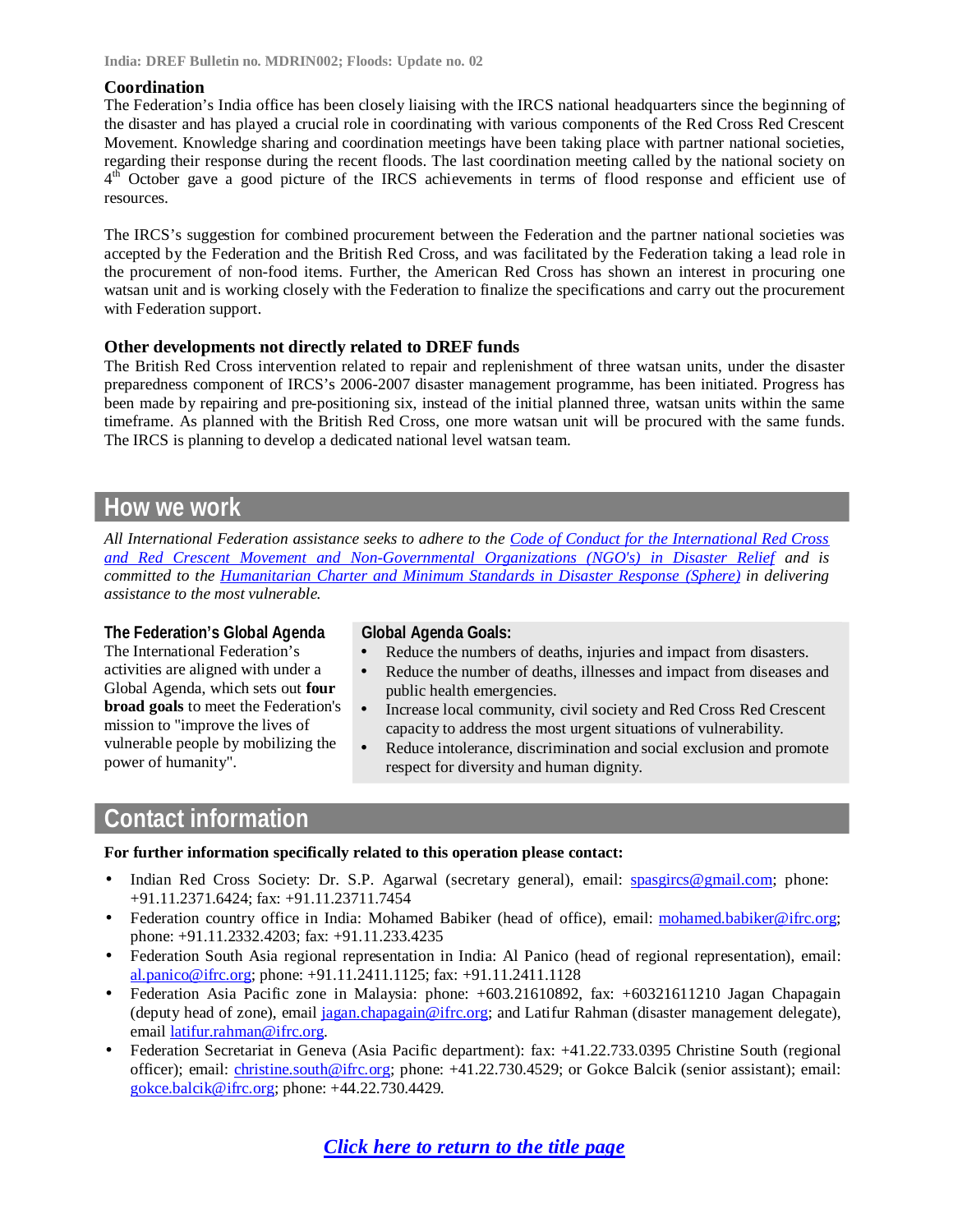### Coordination

The Federation's India office has been closely liaising with the IRCS national headquarters since the beginning of the disaster and has played a crucial role in coordinating with various components of the Red Cross Red Crescent Movement. Knowledge sharing and coordination meetings have been taking place with partner national societies, regarding their response during the recent floods. The last coordination meeting called by the national society on 4th October gave a good picture of the IRCS achievements in terms of flood response and efficient use of resources.

The IRCS's suggestion for combined procurement between the Federation and the partner national societies was accepted by the Federation and the British Red Cross, and was facilitated by the Federation taking a lead role in the procurement of non-food items. Further, the American Red Cross has shown an interest in procuring one watsan unit and is working closely with the Federation to finalize the specifications and carry out the procurement with Federation support.

### Other developments not directly related to DREF funds

The British Red Cross intervention related to repair and replenishment of three watsan units, under the disaster preparedness component of IRCS's 2006-2007 disaster management programme, has been initiated. Progress has been made by repairing and pre-positioning six, instead of the initial planned three, watsan units within the same timeframe. As planned with the British Red Cross, one more watsan unit will be procured with the same funds. The IRCS is planning to develop a dedicated national level watsan team.

## How we work

*All International Federation assistance seeks to adhere to the [Code of Conduct for the International Red Cross and Red Crescent Movement and Non-Governmental Organizations (NGO's) in Disaster Relief]() and is committed to the [Humanitarian Charter and Minimum Standards in Disaster Response (Sphere)]() in delivering assistance to the most vulnerable.*

**The Federation's Global Agenda**

The International Federation's activities are aligned with under a Global Agenda, which sets out **four broad goals** to meet the Federation's mission to "improve the lives of vulnerable people by mobilizing the power of humanity".

**Global Agenda Goals:**

- Reduce the numbers of deaths, injuries and impact from disasters.
- Reduce the number of deaths, illnesses and impact from diseases and public health emergencies.
- Increase local community, civil society and Red Cross Red Crescent capacity to address the most urgent situations of vulnerability.
- Reduce intolerance, discrimination and social exclusion and promote respect for diversity and human dignity.

## Contact information

**For further information specifically related to this operation please contact:**

- Indian Red Cross Society: Dr. S.P. Agarwal (secretary general), email: spasgircs@gmail.com; phone: +91.11.2371.6424; fax: +91.11.23711.7454
- Federation country office in India: Mohamed Babiker (head of office), email: mohamed.babiker@ifrc.org; phone: +91.11.2332.4203; fax: +91.11.233.4235
- Federation South Asia regional representation in India: Al Panico (head of regional representation), email: al.panico@ifrc.org; phone: +91.11.2411.1125; fax: +91.11.2411.1128
- Federation Asia Pacific zone in Malaysia: phone: +603.21610892, fax: +60321611210 Jagan Chapagain (deputy head of zone), email jagan.chapagain@ifrc.org; and Latifur Rahman (disaster management delegate), email latifur.rahman@ifrc.org.
- Federation Secretariat in Geneva (Asia Pacific department): fax: +41.22.733.0395 Christine South (regional officer); email: christine.south@ifrc.org; phone: +41.22.730.4529; or Gokce Balcik (senior assistant); email: gokce.balcik@ifrc.org; phone: +44.22.730.4429.

***[Click here to return to the title page]()***